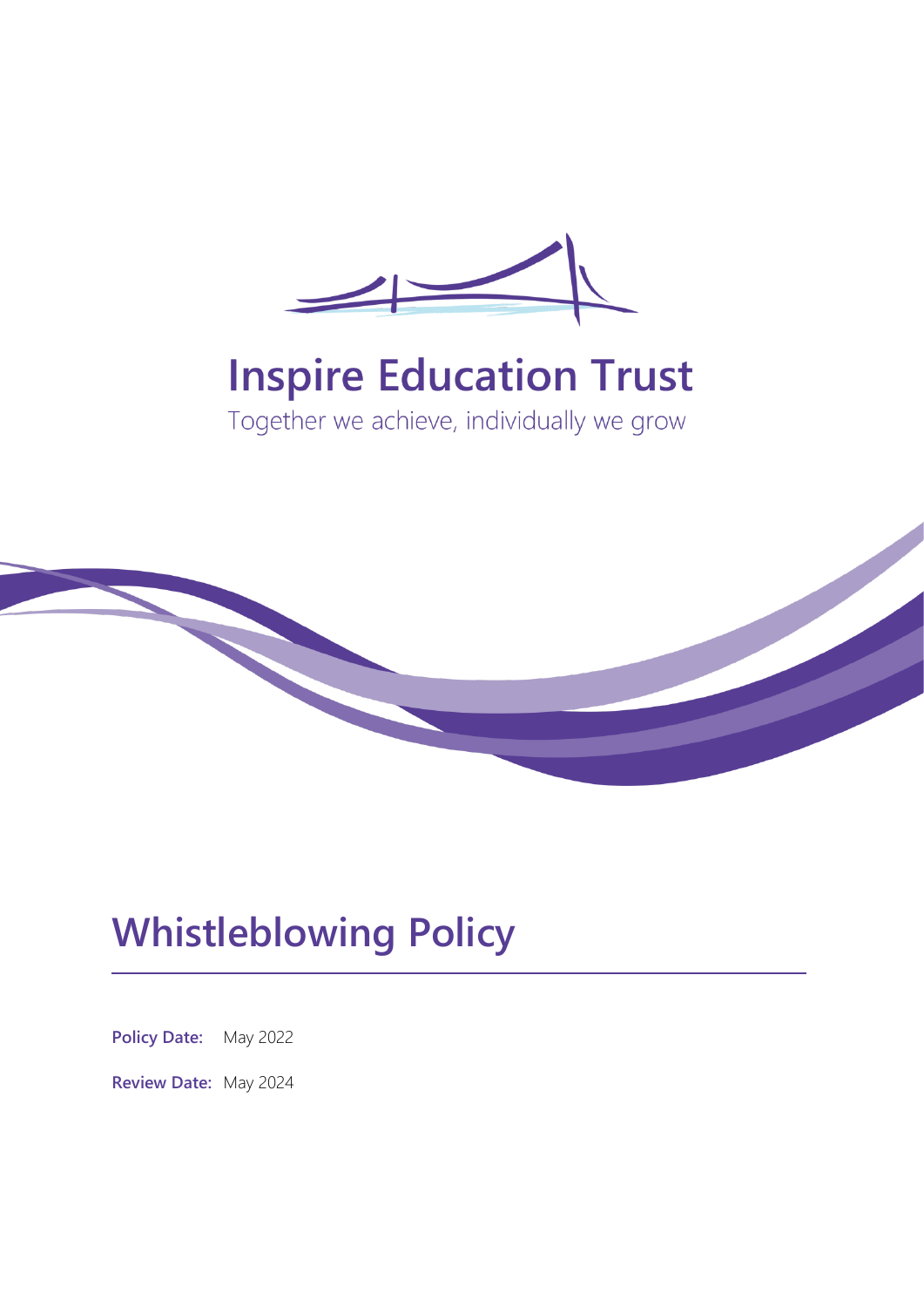Inspire Education Trust

Together we achieve, individually we grow

# Whistleblowing Policy

**Policy Date:** May 2022

**Review Date:** May 2024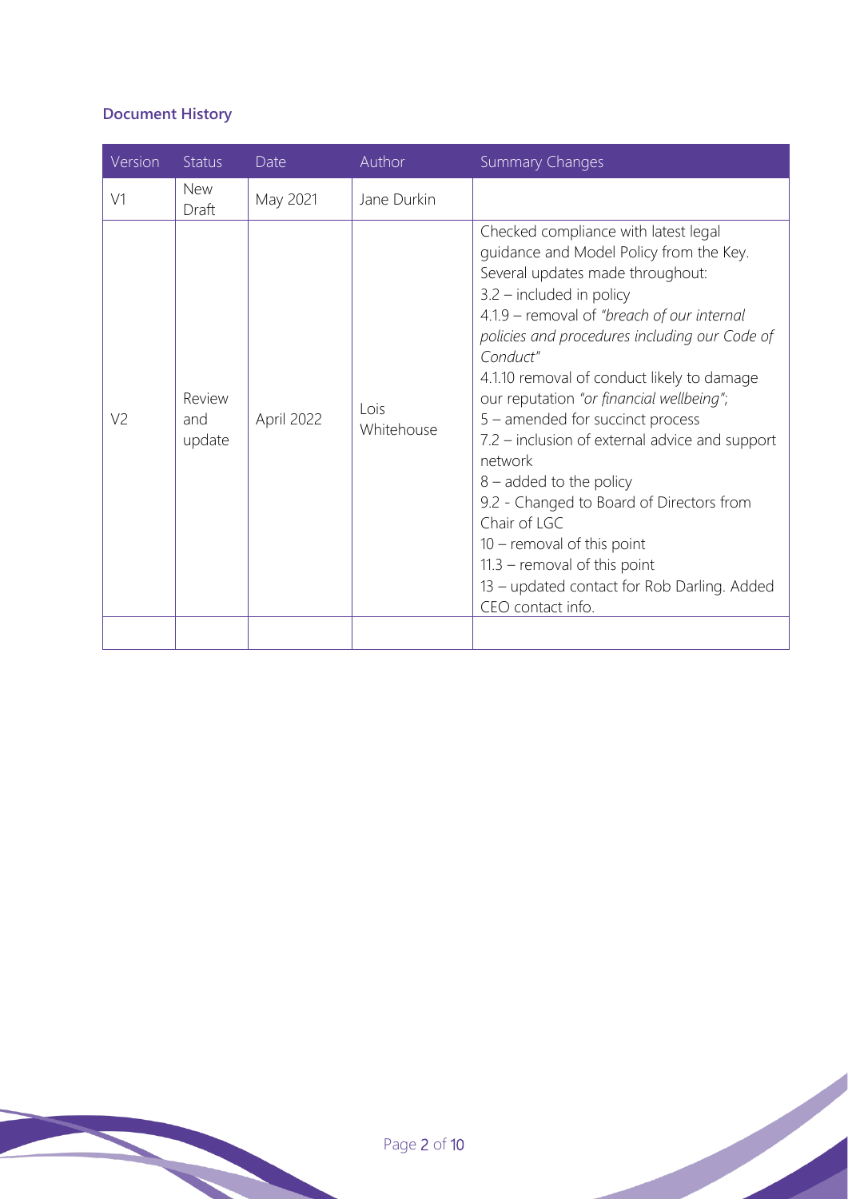**Document History**

| Version | Status | Date | Author | Summary Changes |
|---|---|---|---|---|
| V1 | New Draft | May 2021 | Jane Durkin | |
| V2 | Review and update | April 2022 | Lois Whitehouse | Checked compliance with latest legal guidance and Model Policy from the Key. Several updates made throughout:<br>3.2 – included in policy<br>4.1.9 – removal of *"breach of our internal policies and procedures including our Code of Conduct"*<br>4.1.10 removal of conduct likely to damage our reputation *"or financial wellbeing"*;<br>5 – amended for succinct process<br>7.2 – inclusion of external advice and support network<br>8 – added to the policy<br>9.2 - Changed to Board of Directors from Chair of LGC<br>10 – removal of this point<br>11.3 – removal of this point<br>13 – updated contact for Rob Darling. Added CEO contact info. |
| | | | | |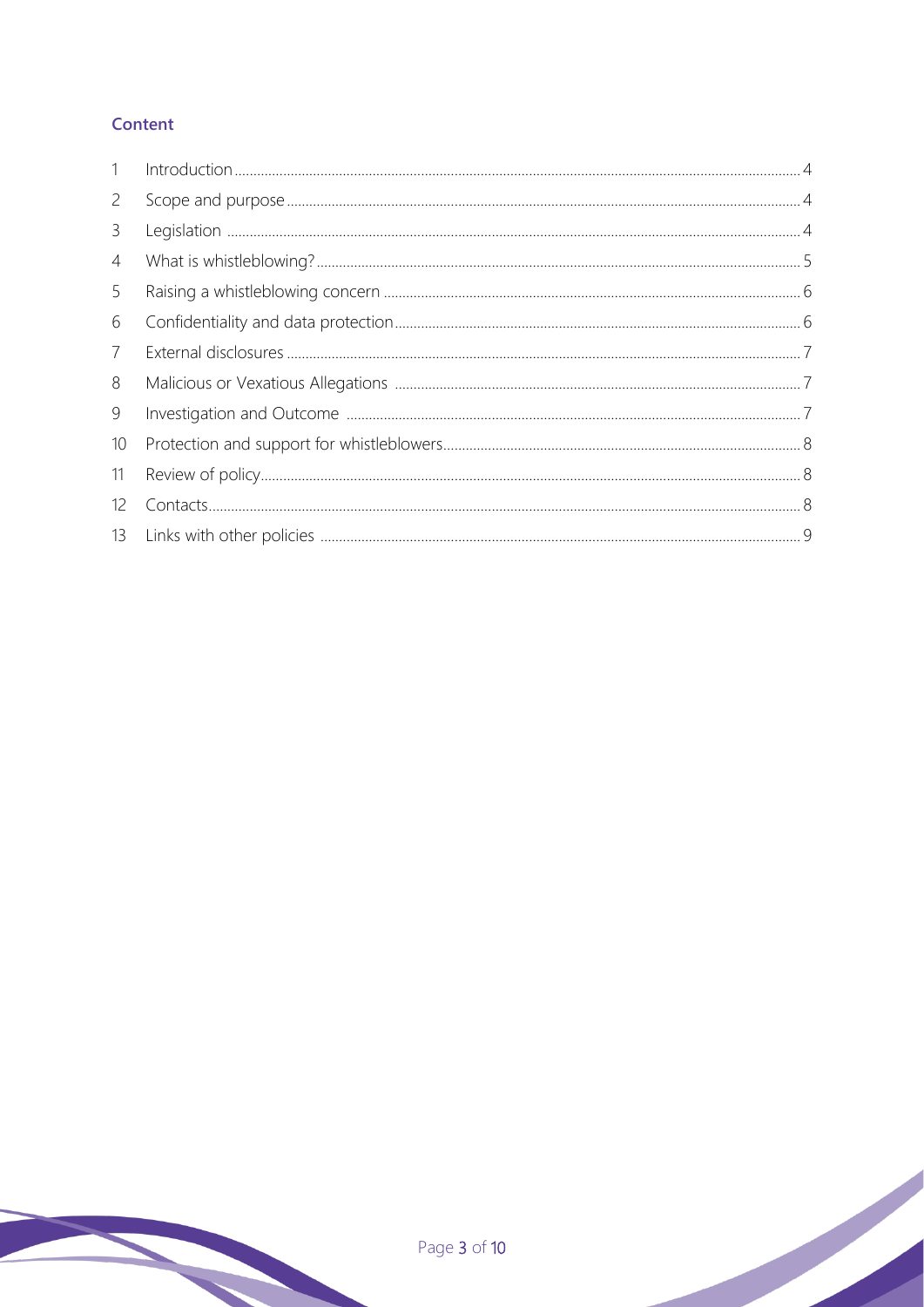## Content

| | | |
|---|---|---|
| 1 | Introduction | 4 |
| 2 | Scope and purpose | 4 |
| 3 | Legislation | 4 |
| 4 | What is whistleblowing? | 5 |
| 5 | Raising a whistleblowing concern | 6 |
| 6 | Confidentiality and data protection | 6 |
| 7 | External disclosures | 7 |
| 8 | Malicious or Vexatious Allegations | 7 |
| 9 | Investigation and Outcome | 7 |
| 10 | Protection and support for whistleblowers | 8 |
| 11 | Review of policy | 8 |
| 12 | Contacts | 8 |
| 13 | Links with other policies | 9 |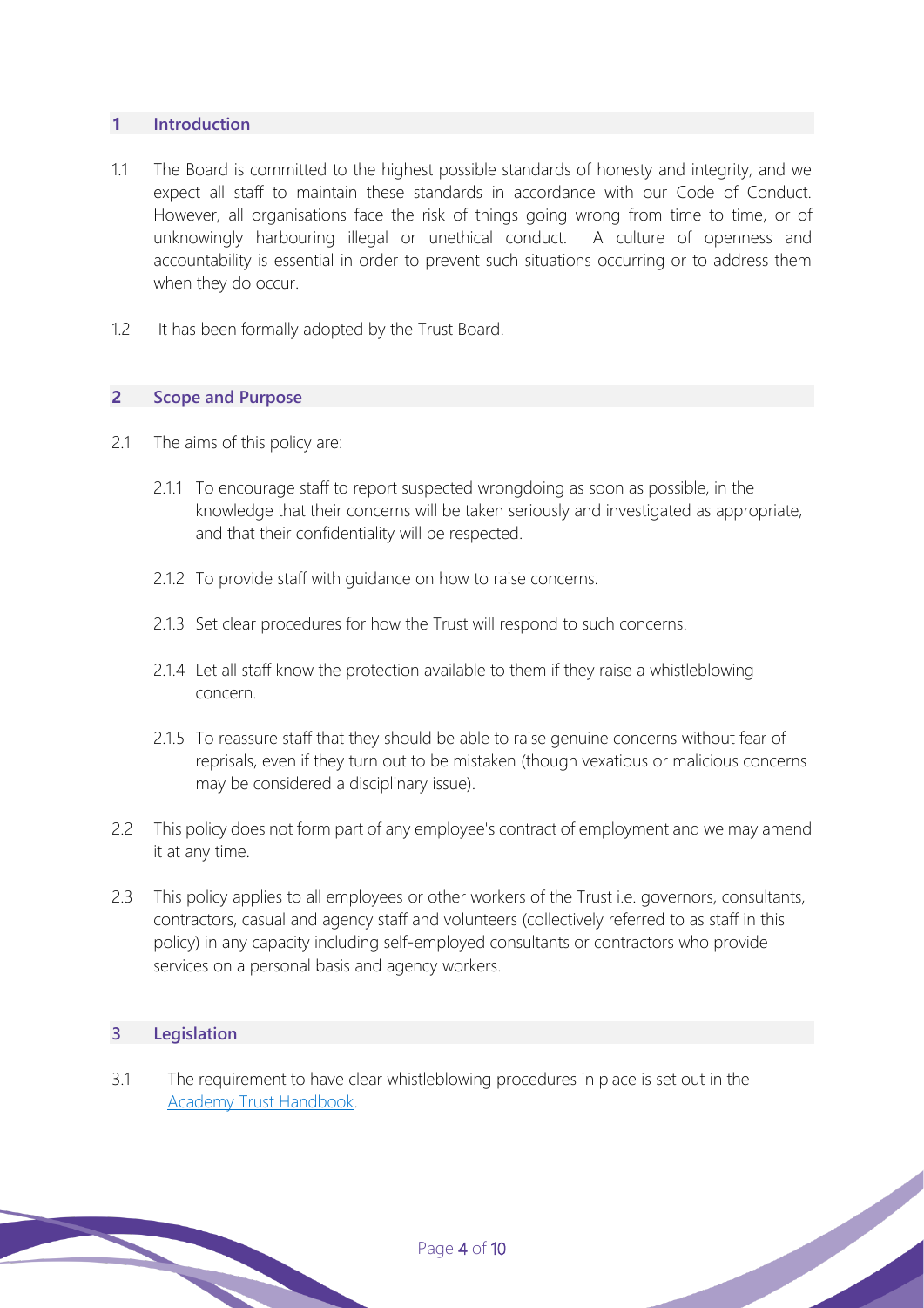## 1 Introduction

1.1 The Board is committed to the highest possible standards of honesty and integrity, and we expect all staff to maintain these standards in accordance with our Code of Conduct. However, all organisations face the risk of things going wrong from time to time, or of unknowingly harbouring illegal or unethical conduct. A culture of openness and accountability is essential in order to prevent such situations occurring or to address them when they do occur.

1.2 It has been formally adopted by the Trust Board.

## 2 Scope and Purpose

2.1 The aims of this policy are:

2.1.1 To encourage staff to report suspected wrongdoing as soon as possible, in the knowledge that their concerns will be taken seriously and investigated as appropriate, and that their confidentiality will be respected.

2.1.2 To provide staff with guidance on how to raise concerns.

2.1.3 Set clear procedures for how the Trust will respond to such concerns.

2.1.4 Let all staff know the protection available to them if they raise a whistleblowing concern.

2.1.5 To reassure staff that they should be able to raise genuine concerns without fear of reprisals, even if they turn out to be mistaken (though vexatious or malicious concerns may be considered a disciplinary issue).

2.2 This policy does not form part of any employee's contract of employment and we may amend it at any time.

2.3 This policy applies to all employees or other workers of the Trust i.e. governors, consultants, contractors, casual and agency staff and volunteers (collectively referred to as staff in this policy) in any capacity including self-employed consultants or contractors who provide services on a personal basis and agency workers.

## 3 Legislation

3.1 The requirement to have clear whistleblowing procedures in place is set out in the Academy Trust Handbook.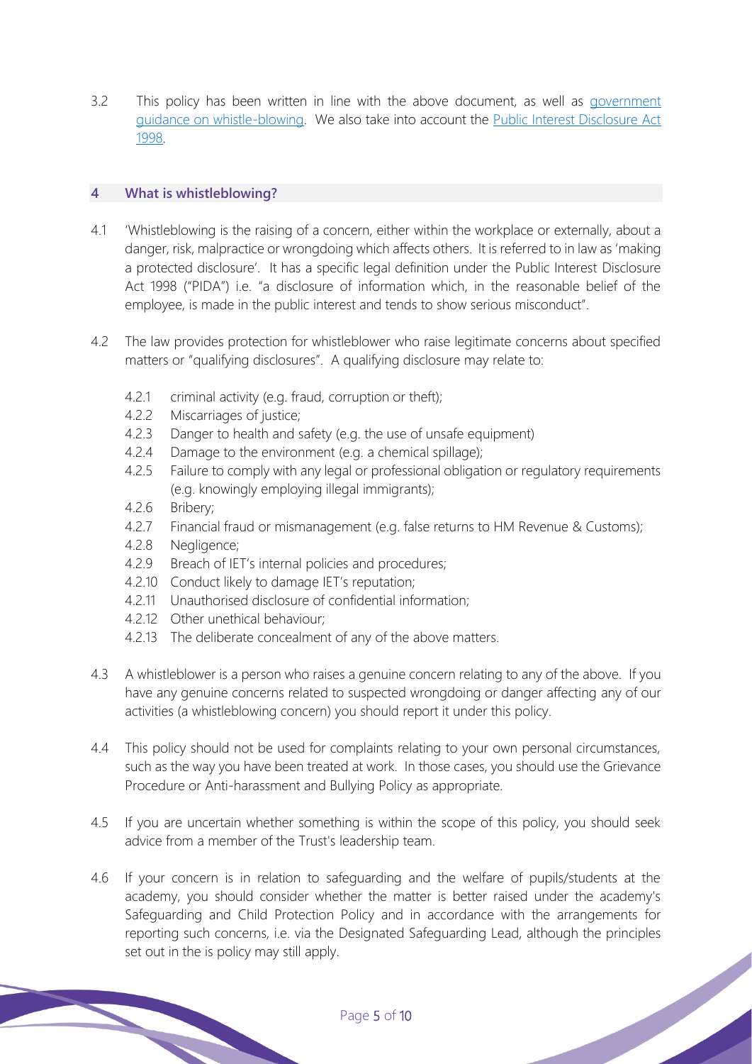3.2 This policy has been written in line with the above document, as well as government guidance on whistle-blowing. We also take into account the Public Interest Disclosure Act 1998.

## 4 What is whistleblowing?

4.1 'Whistleblowing is the raising of a concern, either within the workplace or externally, about a danger, risk, malpractice or wrongdoing which affects others. It is referred to in law as 'making a protected disclosure'. It has a specific legal definition under the Public Interest Disclosure Act 1998 ("PIDA") i.e. "a disclosure of information which, in the reasonable belief of the employee, is made in the public interest and tends to show serious misconduct".

4.2 The law provides protection for whistleblower who raise legitimate concerns about specified matters or "qualifying disclosures". A qualifying disclosure may relate to:

- 4.2.1 criminal activity (e.g. fraud, corruption or theft);
- 4.2.2 Miscarriages of justice;
- 4.2.3 Danger to health and safety (e.g. the use of unsafe equipment)
- 4.2.4 Damage to the environment (e.g. a chemical spillage);
- 4.2.5 Failure to comply with any legal or professional obligation or regulatory requirements (e.g. knowingly employing illegal immigrants);
- 4.2.6 Bribery;
- 4.2.7 Financial fraud or mismanagement (e.g. false returns to HM Revenue & Customs);
- 4.2.8 Negligence;
- 4.2.9 Breach of IET's internal policies and procedures;
- 4.2.10 Conduct likely to damage IET's reputation;
- 4.2.11 Unauthorised disclosure of confidential information;
- 4.2.12 Other unethical behaviour;
- 4.2.13 The deliberate concealment of any of the above matters.

4.3 A whistleblower is a person who raises a genuine concern relating to any of the above. If you have any genuine concerns related to suspected wrongdoing or danger affecting any of our activities (a whistleblowing concern) you should report it under this policy.

4.4 This policy should not be used for complaints relating to your own personal circumstances, such as the way you have been treated at work. In those cases, you should use the Grievance Procedure or Anti-harassment and Bullying Policy as appropriate.

4.5 If you are uncertain whether something is within the scope of this policy, you should seek advice from a member of the Trust's leadership team.

4.6 If your concern is in relation to safeguarding and the welfare of pupils/students at the academy, you should consider whether the matter is better raised under the academy's Safeguarding and Child Protection Policy and in accordance with the arrangements for reporting such concerns, i.e. via the Designated Safeguarding Lead, although the principles set out in the is policy may still apply.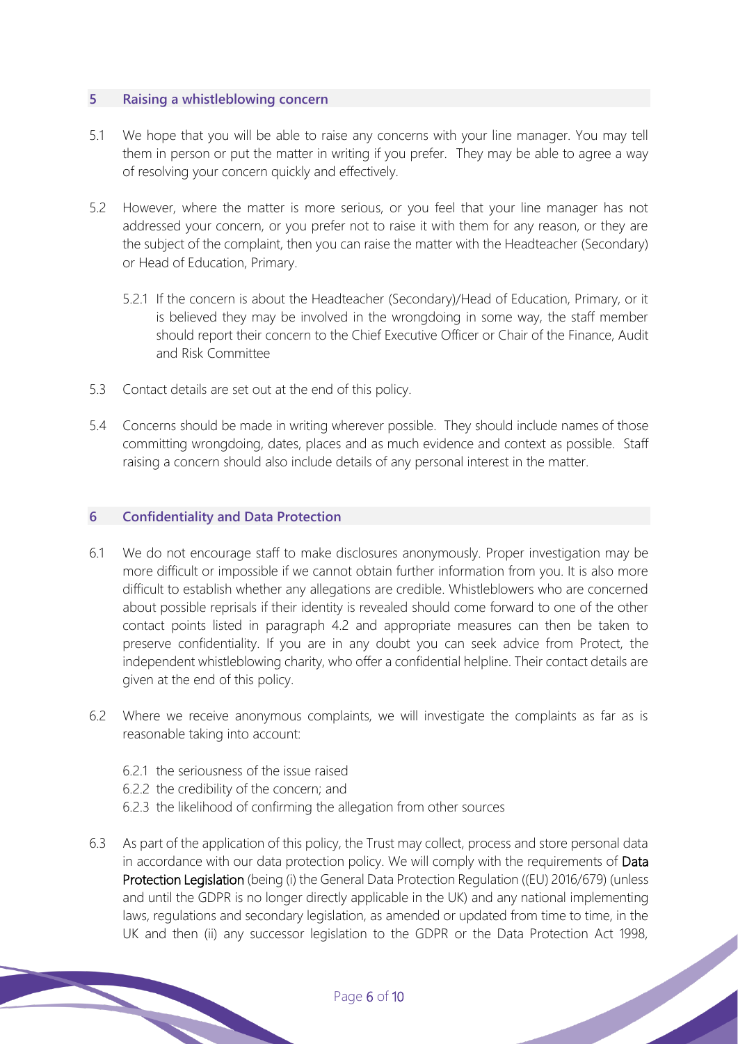## 5 Raising a whistleblowing concern

5.1 We hope that you will be able to raise any concerns with your line manager. You may tell them in person or put the matter in writing if you prefer. They may be able to agree a way of resolving your concern quickly and effectively.

5.2 However, where the matter is more serious, or you feel that your line manager has not addressed your concern, or you prefer not to raise it with them for any reason, or they are the subject of the complaint, then you can raise the matter with the Headteacher (Secondary) or Head of Education, Primary.

> 5.2.1 If the concern is about the Headteacher (Secondary)/Head of Education, Primary, or it is believed they may be involved in the wrongdoing in some way, the staff member should report their concern to the Chief Executive Officer or Chair of the Finance, Audit and Risk Committee

5.3 Contact details are set out at the end of this policy.

5.4 Concerns should be made in writing wherever possible. They should include names of those committing wrongdoing, dates, places and as much evidence and context as possible. Staff raising a concern should also include details of any personal interest in the matter.

## 6 Confidentiality and Data Protection

6.1 We do not encourage staff to make disclosures anonymously. Proper investigation may be more difficult or impossible if we cannot obtain further information from you. It is also more difficult to establish whether any allegations are credible. Whistleblowers who are concerned about possible reprisals if their identity is revealed should come forward to one of the other contact points listed in paragraph 4.2 and appropriate measures can then be taken to preserve confidentiality. If you are in any doubt you can seek advice from Protect, the independent whistleblowing charity, who offer a confidential helpline. Their contact details are given at the end of this policy.

6.2 Where we receive anonymous complaints, we will investigate the complaints as far as is reasonable taking into account:

> 6.2.1 the seriousness of the issue raised
> 6.2.2 the credibility of the concern; and
> 6.2.3 the likelihood of confirming the allegation from other sources

6.3 As part of the application of this policy, the Trust may collect, process and store personal data in accordance with our data protection policy. We will comply with the requirements of **Data Protection Legislation** (being (i) the General Data Protection Regulation ((EU) 2016/679) (unless and until the GDPR is no longer directly applicable in the UK) and any national implementing laws, regulations and secondary legislation, as amended or updated from time to time, in the UK and then (ii) any successor legislation to the GDPR or the Data Protection Act 1998,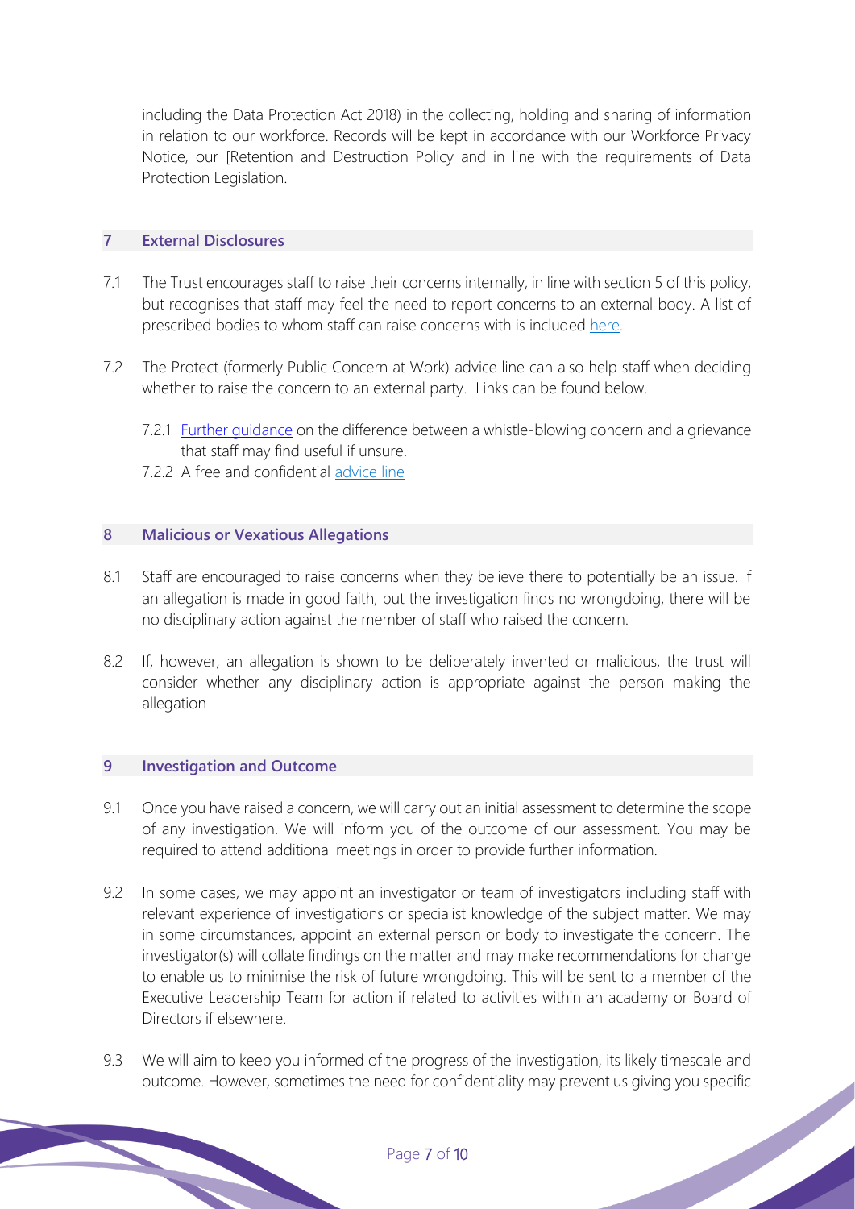including the Data Protection Act 2018) in the collecting, holding and sharing of information in relation to our workforce. Records will be kept in accordance with our Workforce Privacy Notice, our [Retention and Destruction Policy and in line with the requirements of Data Protection Legislation.

## 7 External Disclosures

7.1 The Trust encourages staff to raise their concerns internally, in line with section 5 of this policy, but recognises that staff may feel the need to report concerns to an external body. A list of prescribed bodies to whom staff can raise concerns with is included here.

7.2 The Protect (formerly Public Concern at Work) advice line can also help staff when deciding whether to raise the concern to an external party. Links can be found below.

7.2.1 Further guidance on the difference between a whistle-blowing concern and a grievance that staff may find useful if unsure.

7.2.2 A free and confidential advice line

## 8 Malicious or Vexatious Allegations

8.1 Staff are encouraged to raise concerns when they believe there to potentially be an issue. If an allegation is made in good faith, but the investigation finds no wrongdoing, there will be no disciplinary action against the member of staff who raised the concern.

8.2 If, however, an allegation is shown to be deliberately invented or malicious, the trust will consider whether any disciplinary action is appropriate against the person making the allegation

## 9 Investigation and Outcome

9.1 Once you have raised a concern, we will carry out an initial assessment to determine the scope of any investigation. We will inform you of the outcome of our assessment. You may be required to attend additional meetings in order to provide further information.

9.2 In some cases, we may appoint an investigator or team of investigators including staff with relevant experience of investigations or specialist knowledge of the subject matter. We may in some circumstances, appoint an external person or body to investigate the concern. The investigator(s) will collate findings on the matter and may make recommendations for change to enable us to minimise the risk of future wrongdoing. This will be sent to a member of the Executive Leadership Team for action if related to activities within an academy or Board of Directors if elsewhere.

9.3 We will aim to keep you informed of the progress of the investigation, its likely timescale and outcome. However, sometimes the need for confidentiality may prevent us giving you specific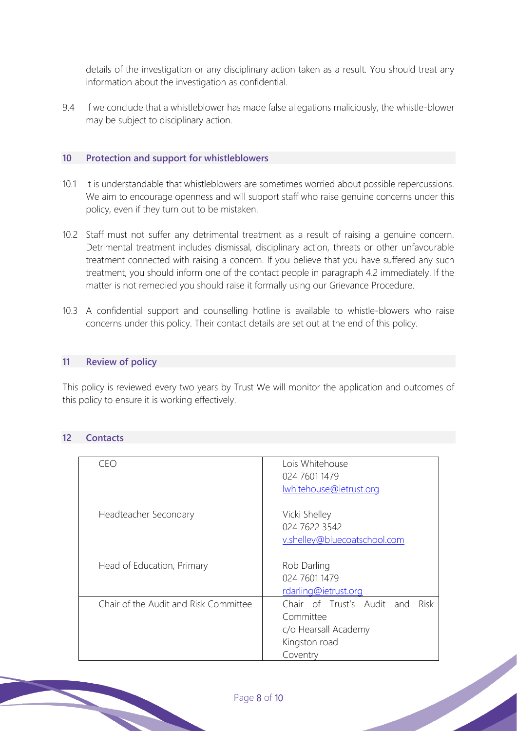details of the investigation or any disciplinary action taken as a result. You should treat any information about the investigation as confidential.

9.4 If we conclude that a whistleblower has made false allegations maliciously, the whistle-blower may be subject to disciplinary action.

## 10 Protection and support for whistleblowers

10.1 It is understandable that whistleblowers are sometimes worried about possible repercussions. We aim to encourage openness and will support staff who raise genuine concerns under this policy, even if they turn out to be mistaken.

10.2 Staff must not suffer any detrimental treatment as a result of raising a genuine concern. Detrimental treatment includes dismissal, disciplinary action, threats or other unfavourable treatment connected with raising a concern. If you believe that you have suffered any such treatment, you should inform one of the contact people in paragraph 4.2 immediately. If the matter is not remedied you should raise it formally using our Grievance Procedure.

10.3 A confidential support and counselling hotline is available to whistle-blowers who raise concerns under this policy. Their contact details are set out at the end of this policy.

## 11 Review of policy

This policy is reviewed every two years by Trust We will monitor the application and outcomes of this policy to ensure it is working effectively.

## 12 Contacts

| | |
|---|---|
| CEO<br><br>Headteacher Secondary<br><br>Head of Education, Primary | Lois Whitehouse<br>024 7601 1479<br>lwhitehouse@ietrust.org<br><br>Vicki Shelley<br>024 7622 3542<br>v.shelley@bluecoatschool.com<br><br>Rob Darling<br>024 7601 1479<br>rdarling@ietrust.org |
| Chair of the Audit and Risk Committee | Chair of Trust's Audit and Risk Committee<br>c/o Hearsall Academy<br>Kingston road<br>Coventry |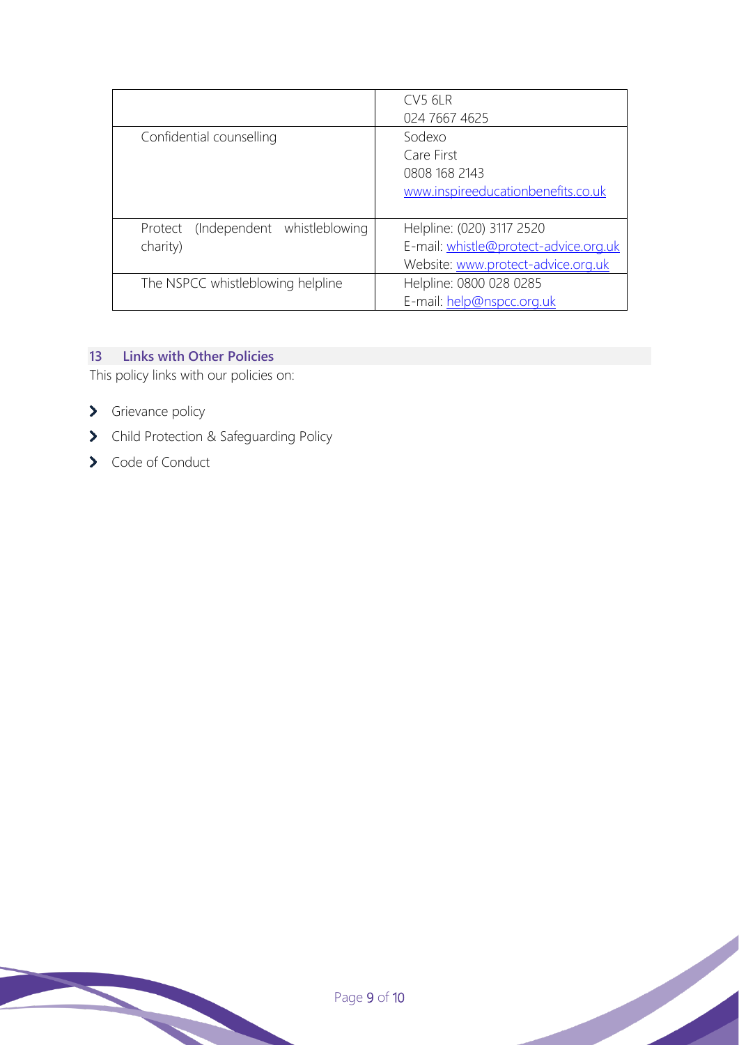| | |
|---|---|
| | CV5 6LR<br>024 7667 4625 |
| Confidential counselling | Sodexo<br>Care First<br>0808 168 2143<br>www.inspireeducationbenefits.co.uk |
| Protect (Independent whistleblowing charity) | Helpline: (020) 3117 2520<br>E-mail: whistle@protect-advice.org.uk<br>Website: www.protect-advice.org.uk |
| The NSPCC whistleblowing helpline | Helpline: 0800 028 0285<br>E-mail: help@nspcc.org.uk |

## 13 Links with Other Policies

This policy links with our policies on:

- Grievance policy
- Child Protection & Safeguarding Policy
- Code of Conduct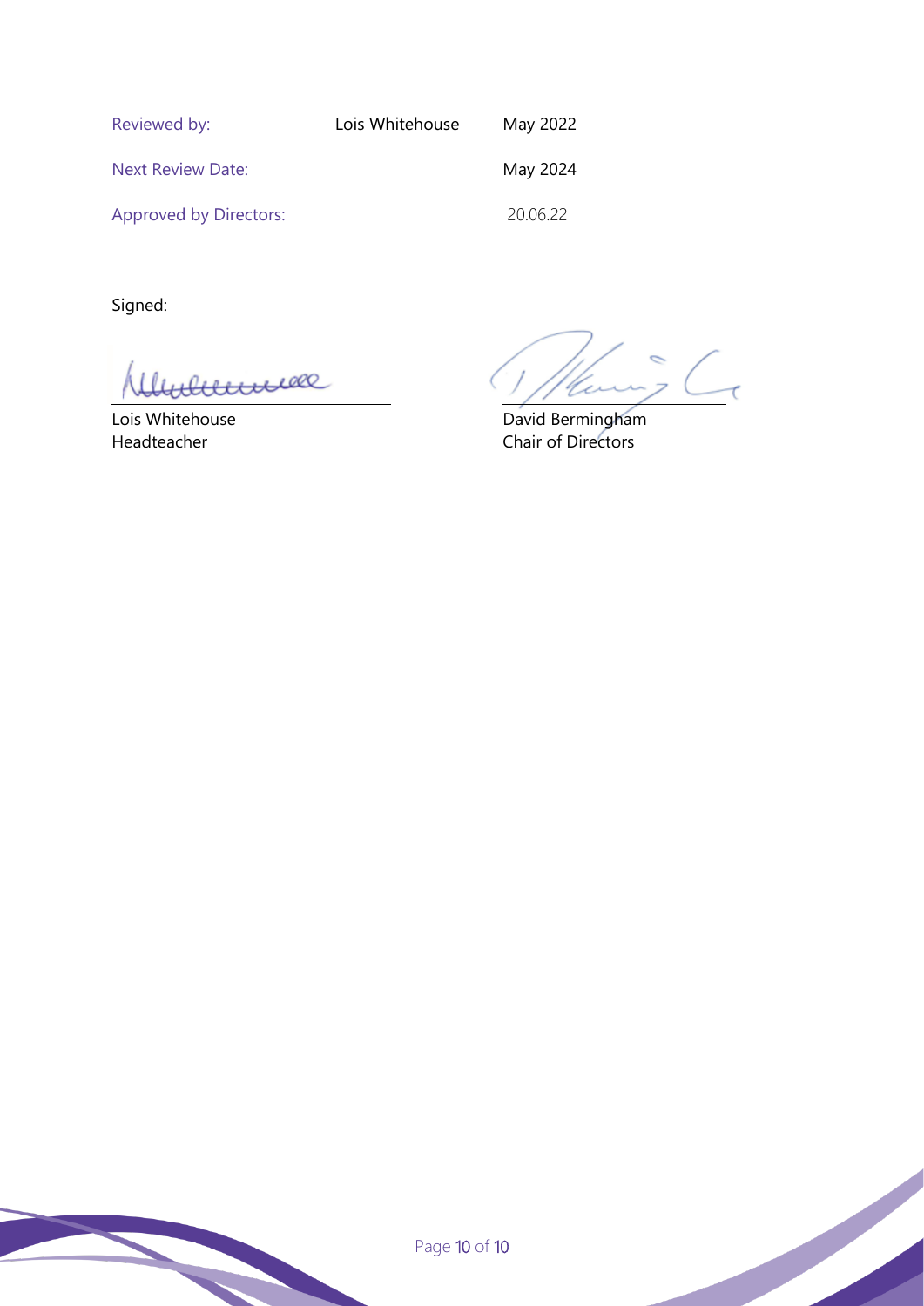| | | |
|---|---|---|
| Reviewed by: | Lois Whitehouse | May 2022 |
| Next Review Date: | | May 2024 |
| Approved by Directors: | | 20.06.22 |

Signed:

Lois Whitehouse
Headteacher

David Bermingham
Chair of Directors